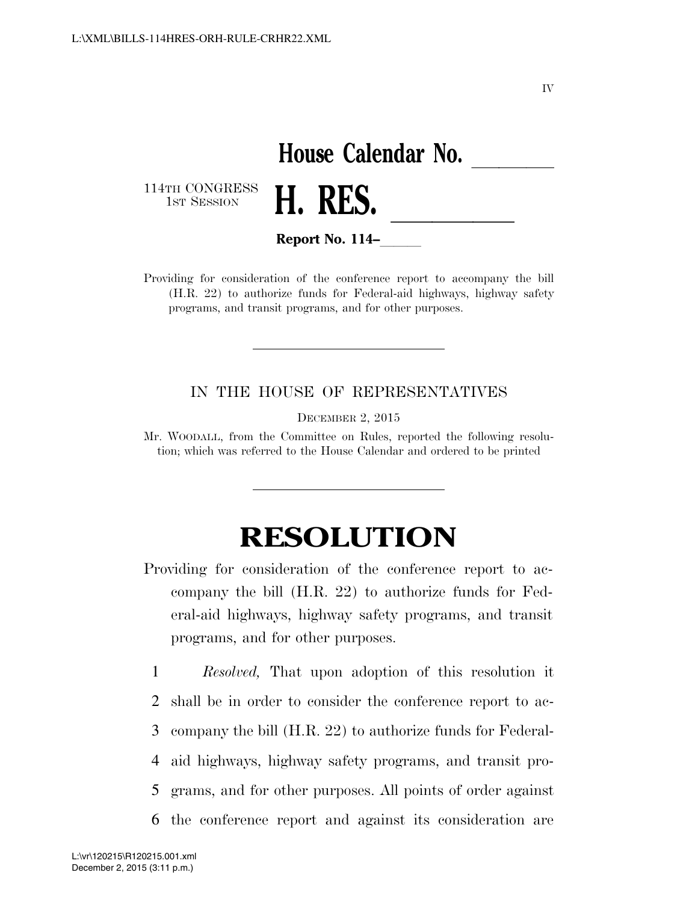IV

# House Calendar No. ______

114TH CONGRESS
1ST SESSION

# H. RES. ______

**Report No. 114–______**

Providing for consideration of the conference report to accompany the bill (H.R. 22) to authorize funds for Federal-aid highways, highway safety programs, and transit programs, and for other purposes.

---

IN THE HOUSE OF REPRESENTATIVES

DECEMBER 2, 2015

Mr. WOODALL, from the Committee on Rules, reported the following resolution; which was referred to the House Calendar and ordered to be printed

---

# RESOLUTION

Providing for consideration of the conference report to accompany the bill (H.R. 22) to authorize funds for Federal-aid highways, highway safety programs, and transit programs, and for other purposes.

1 *Resolved,* That upon adoption of this resolution it
2 shall be in order to consider the conference report to ac-
3 company the bill (H.R. 22) to authorize funds for Federal-
4 aid highways, highway safety programs, and transit pro-
5 grams, and for other purposes. All points of order against
6 the conference report and against its consideration are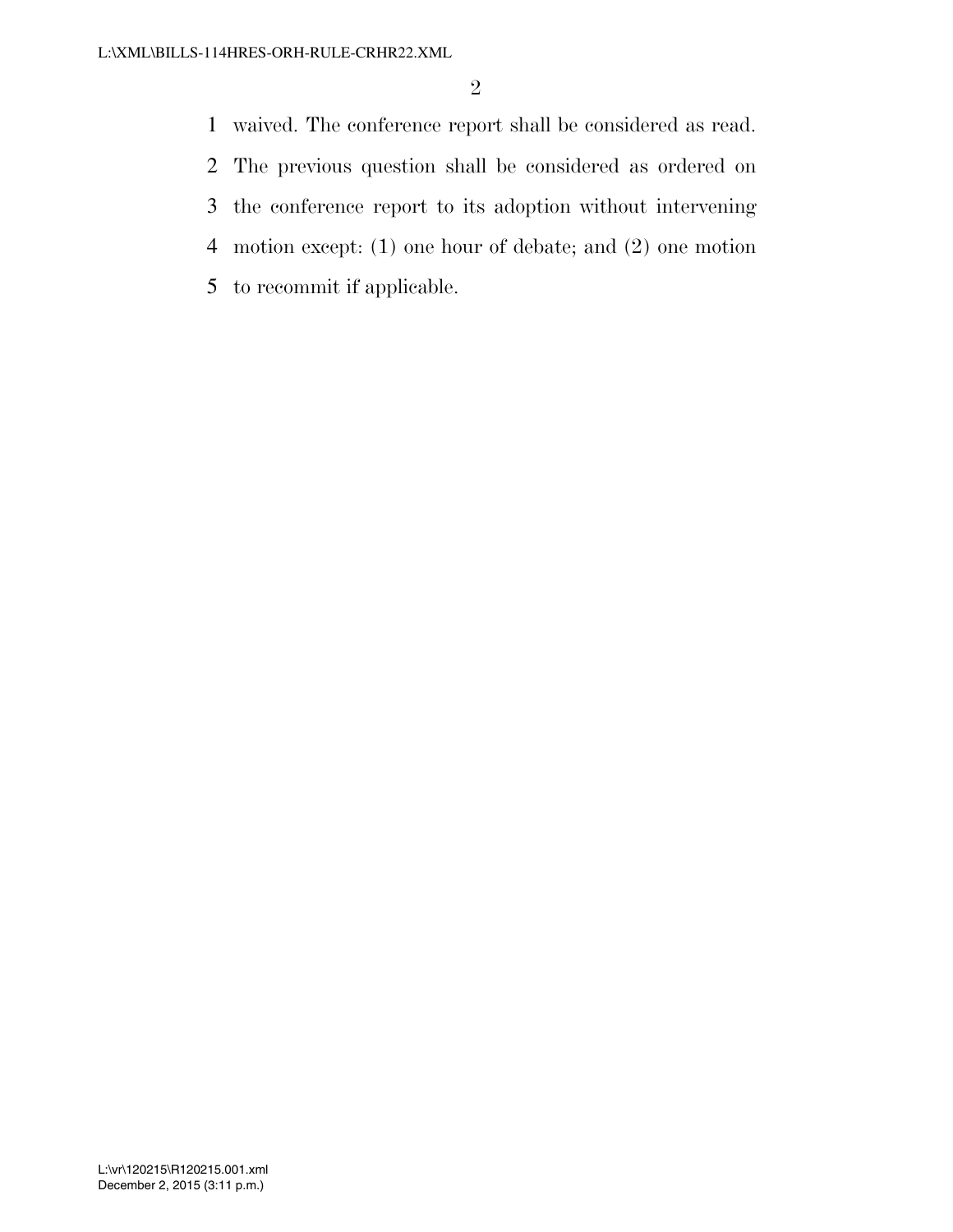waived. The conference report shall be considered as read. The previous question shall be considered as ordered on the conference report to its adoption without intervening motion except: (1) one hour of debate; and (2) one motion to recommit if applicable.